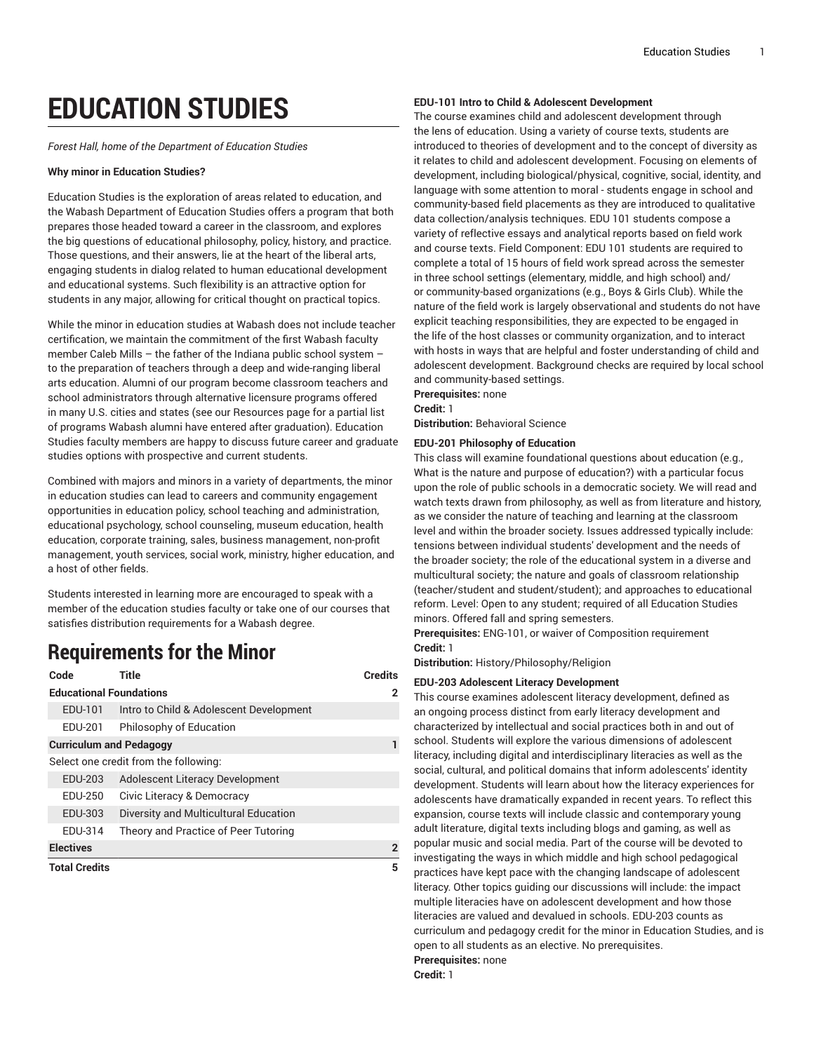# EDUCATION STUDIES

*Forest Hall, home of the Department of Education Studies*

**Why minor in Education Studies?**

Education Studies is the exploration of areas related to education, and the Wabash Department of Education Studies offers a program that both prepares those headed toward a career in the classroom, and explores the big questions of educational philosophy, policy, history, and practice. Those questions, and their answers, lie at the heart of the liberal arts, engaging students in dialog related to human educational development and educational systems. Such flexibility is an attractive option for students in any major, allowing for critical thought on practical topics.

While the minor in education studies at Wabash does not include teacher certification, we maintain the commitment of the first Wabash faculty member Caleb Mills – the father of the Indiana public school system – to the preparation of teachers through a deep and wide-ranging liberal arts education. Alumni of our program become classroom teachers and school administrators through alternative licensure programs offered in many U.S. cities and states (see our Resources page for a partial list of programs Wabash alumni have entered after graduation). Education Studies faculty members are happy to discuss future career and graduate studies options with prospective and current students.

Combined with majors and minors in a variety of departments, the minor in education studies can lead to careers and community engagement opportunities in education policy, school teaching and administration, educational psychology, school counseling, museum education, health education, corporate training, sales, business management, non-profit management, youth services, social work, ministry, higher education, and a host of other fields.

Students interested in learning more are encouraged to speak with a member of the education studies faculty or take one of our courses that satisfies distribution requirements for a Wabash degree.

## Requirements for the Minor

| Code | Title | Credits |
|---|---|---|
| **Educational Foundations** | | **2** |
| EDU-101 | Intro to Child & Adolescent Development | |
| EDU-201 | Philosophy of Education | |
| **Curriculum and Pedagogy** | | **1** |
| Select one credit from the following: | | |
| EDU-203 | Adolescent Literacy Development | |
| EDU-250 | Civic Literacy & Democracy | |
| EDU-303 | Diversity and Multicultural Education | |
| EDU-314 | Theory and Practice of Peer Tutoring | |
| **Electives** | | **2** |
| **Total Credits** | | **5** |

**EDU-101 Intro to Child & Adolescent Development**

The course examines child and adolescent development through the lens of education. Using a variety of course texts, students are introduced to theories of development and to the concept of diversity as it relates to child and adolescent development. Focusing on elements of development, including biological/physical, cognitive, social, identity, and language with some attention to moral - students engage in school and community-based field placements as they are introduced to qualitative data collection/analysis techniques. EDU 101 students compose a variety of reflective essays and analytical reports based on field work and course texts. Field Component: EDU 101 students are required to complete a total of 15 hours of field work spread across the semester in three school settings (elementary, middle, and high school) and/or community-based organizations (e.g., Boys & Girls Club). While the nature of the field work is largely observational and students do not have explicit teaching responsibilities, they are expected to be engaged in the life of the host classes or community organization, and to interact with hosts in ways that are helpful and foster understanding of child and adolescent development. Background checks are required by local school and community-based settings.

**Prerequisites:** none
**Credit:** 1
**Distribution:** Behavioral Science

**EDU-201 Philosophy of Education**

This class will examine foundational questions about education (e.g., What is the nature and purpose of education?) with a particular focus upon the role of public schools in a democratic society. We will read and watch texts drawn from philosophy, as well as from literature and history, as we consider the nature of teaching and learning at the classroom level and within the broader society. Issues addressed typically include: tensions between individual students' development and the needs of the broader society; the role of the educational system in a diverse and multicultural society; the nature and goals of classroom relationship (teacher/student and student/student); and approaches to educational reform. Level: Open to any student; required of all Education Studies minors. Offered fall and spring semesters.

**Prerequisites:** ENG-101, or waiver of Composition requirement
**Credit:** 1
**Distribution:** History/Philosophy/Religion

**EDU-203 Adolescent Literacy Development**

This course examines adolescent literacy development, defined as an ongoing process distinct from early literacy development and characterized by intellectual and social practices both in and out of school. Students will explore the various dimensions of adolescent literacy, including digital and interdisciplinary literacies as well as the social, cultural, and political domains that inform adolescents' identity development. Students will learn about how the literacy experiences for adolescents have dramatically expanded in recent years. To reflect this expansion, course texts will include classic and contemporary young adult literature, digital texts including blogs and gaming, as well as popular music and social media. Part of the course will be devoted to investigating the ways in which middle and high school pedagogical practices have kept pace with the changing landscape of adolescent literacy. Other topics guiding our discussions will include: the impact multiple literacies have on adolescent development and how those literacies are valued and devalued in schools. EDU-203 counts as curriculum and pedagogy credit for the minor in Education Studies, and is open to all students as an elective. No prerequisites.

**Prerequisites:** none
**Credit:** 1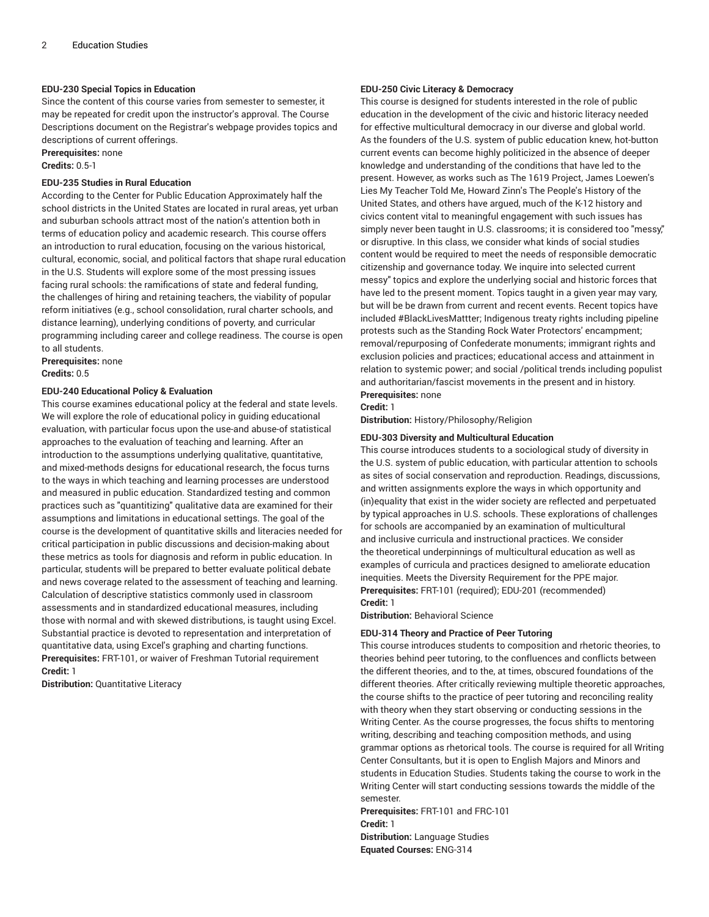### EDU-230 Special Topics in Education

Since the content of this course varies from semester to semester, it may be repeated for credit upon the instructor's approval. The Course Descriptions document on the Registrar's webpage provides topics and descriptions of current offerings.

**Prerequisites:** none
**Credits:** 0.5-1

### EDU-235 Studies in Rural Education

According to the Center for Public Education Approximately half the school districts in the United States are located in rural areas, yet urban and suburban schools attract most of the nation's attention both in terms of education policy and academic research. This course offers an introduction to rural education, focusing on the various historical, cultural, economic, social, and political factors that shape rural education in the U.S. Students will explore some of the most pressing issues facing rural schools: the ramifications of state and federal funding, the challenges of hiring and retaining teachers, the viability of popular reform initiatives (e.g., school consolidation, rural charter schools, and distance learning), underlying conditions of poverty, and curricular programming including career and college readiness. The course is open to all students.

**Prerequisites:** none
**Credits:** 0.5

### EDU-240 Educational Policy & Evaluation

This course examines educational policy at the federal and state levels. We will explore the role of educational policy in guiding educational evaluation, with particular focus upon the use-and abuse-of statistical approaches to the evaluation of teaching and learning. After an introduction to the assumptions underlying qualitative, quantitative, and mixed-methods designs for educational research, the focus turns to the ways in which teaching and learning processes are understood and measured in public education. Standardized testing and common practices such as "quantitizing" qualitative data are examined for their assumptions and limitations in educational settings. The goal of the course is the development of quantitative skills and literacies needed for critical participation in public discussions and decision-making about these metrics as tools for diagnosis and reform in public education. In particular, students will be prepared to better evaluate political debate and news coverage related to the assessment of teaching and learning. Calculation of descriptive statistics commonly used in classroom assessments and in standardized educational measures, including those with normal and with skewed distributions, is taught using Excel. Substantial practice is devoted to representation and interpretation of quantitative data, using Excel's graphing and charting functions.

**Prerequisites:** FRT-101, or waiver of Freshman Tutorial requirement
**Credit:** 1
**Distribution:** Quantitative Literacy

### EDU-250 Civic Literacy & Democracy

This course is designed for students interested in the role of public education in the development of the civic and historic literacy needed for effective multicultural democracy in our diverse and global world. As the founders of the U.S. system of public education knew, hot-button current events can become highly politicized in the absence of deeper knowledge and understanding of the conditions that have led to the present. However, as works such as The 1619 Project, James Loewen's Lies My Teacher Told Me, Howard Zinn's The People's History of the United States, and others have argued, much of the K-12 history and civics content vital to meaningful engagement with such issues has simply never been taught in U.S. classrooms; it is considered too "messy," or disruptive. In this class, we consider what kinds of social studies content would be required to meet the needs of responsible democratic citizenship and governance today. We inquire into selected current messy" topics and explore the underlying social and historic forces that have led to the present moment. Topics taught in a given year may vary, but will be be drawn from current and recent events. Recent topics have included #BlackLivesMattter; Indigenous treaty rights including pipeline protests such as the Standing Rock Water Protectors' encampment; removal/repurposing of Confederate monuments; immigrant rights and exclusion policies and practices; educational access and attainment in relation to systemic power; and social /political trends including populist and authoritarian/fascist movements in the present and in history.

**Prerequisites:** none
**Credit:** 1
**Distribution:** History/Philosophy/Religion

### EDU-303 Diversity and Multicultural Education

This course introduces students to a sociological study of diversity in the U.S. system of public education, with particular attention to schools as sites of social conservation and reproduction. Readings, discussions, and written assignments explore the ways in which opportunity and (in)equality that exist in the wider society are reflected and perpetuated by typical approaches in U.S. schools. These explorations of challenges for schools are accompanied by an examination of multicultural and inclusive curricula and instructional practices. We consider the theoretical underpinnings of multicultural education as well as examples of curricula and practices designed to ameliorate education inequities. Meets the Diversity Requirement for the PPE major.

**Prerequisites:** FRT-101 (required); EDU-201 (recommended)
**Credit:** 1
**Distribution:** Behavioral Science

### EDU-314 Theory and Practice of Peer Tutoring

This course introduces students to composition and rhetoric theories, to theories behind peer tutoring, to the confluences and conflicts between the different theories, and to the, at times, obscured foundations of the different theories. After critically reviewing multiple theoretic approaches, the course shifts to the practice of peer tutoring and reconciling reality with theory when they start observing or conducting sessions in the Writing Center. As the course progresses, the focus shifts to mentoring writing, describing and teaching composition methods, and using grammar options as rhetorical tools. The course is required for all Writing Center Consultants, but it is open to English Majors and Minors and students in Education Studies. Students taking the course to work in the Writing Center will start conducting sessions towards the middle of the semester.

**Prerequisites:** FRT-101 and FRC-101
**Credit:** 1
**Distribution:** Language Studies
**Equated Courses:** ENG-314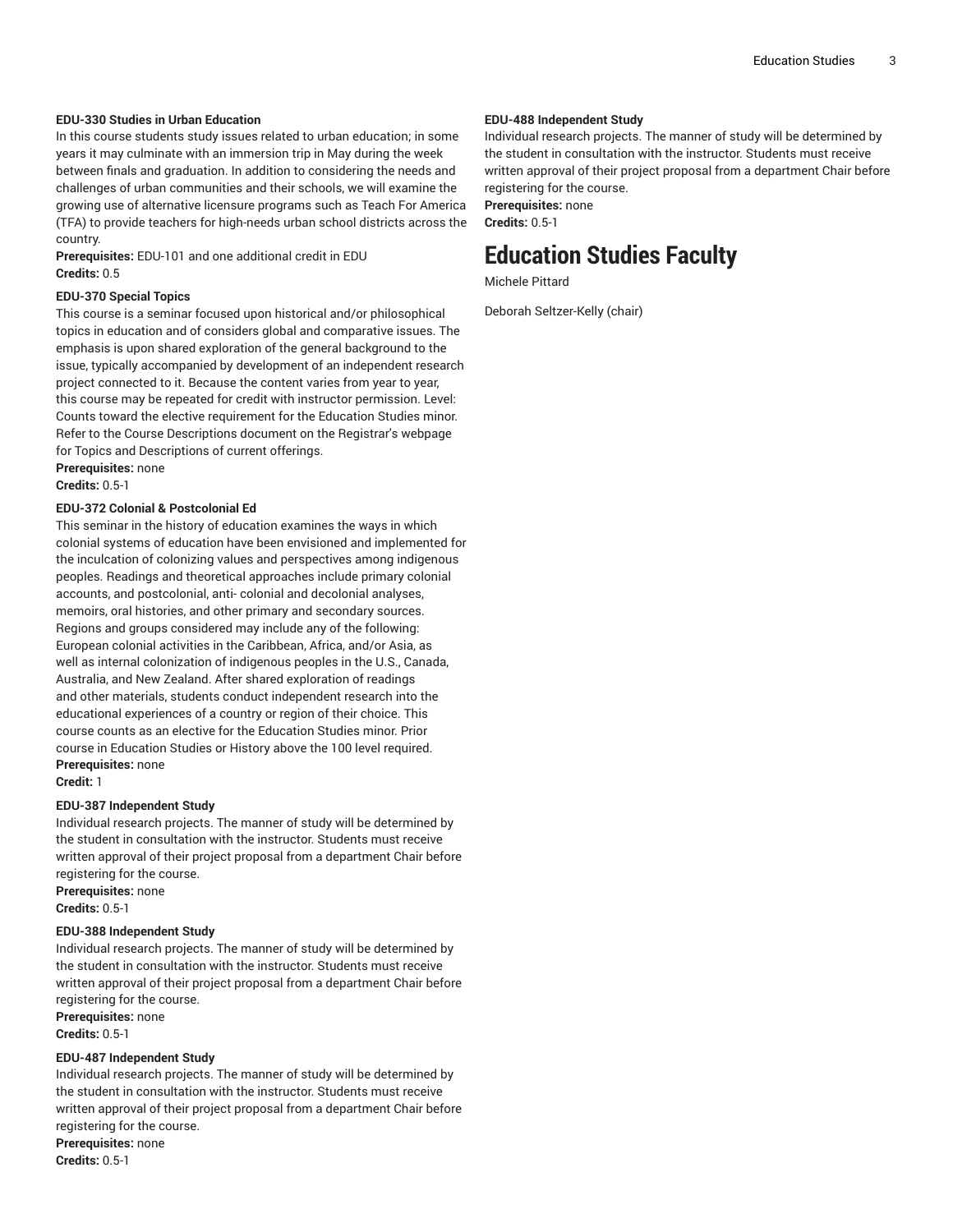**EDU-330 Studies in Urban Education**

In this course students study issues related to urban education; in some years it may culminate with an immersion trip in May during the week between finals and graduation. In addition to considering the needs and challenges of urban communities and their schools, we will examine the growing use of alternative licensure programs such as Teach For America (TFA) to provide teachers for high-needs urban school districts across the country.

**Prerequisites:** EDU-101 and one additional credit in EDU

**Credits:** 0.5

**EDU-370 Special Topics**

This course is a seminar focused upon historical and/or philosophical topics in education and of considers global and comparative issues. The emphasis is upon shared exploration of the general background to the issue, typically accompanied by development of an independent research project connected to it. Because the content varies from year to year, this course may be repeated for credit with instructor permission. Level: Counts toward the elective requirement for the Education Studies minor. Refer to the Course Descriptions document on the Registrar's webpage for Topics and Descriptions of current offerings.

**Prerequisites:** none

**Credits:** 0.5-1

**EDU-372 Colonial & Postcolonial Ed**

This seminar in the history of education examines the ways in which colonial systems of education have been envisioned and implemented for the inculcation of colonizing values and perspectives among indigenous peoples. Readings and theoretical approaches include primary colonial accounts, and postcolonial, anti- colonial and decolonial analyses, memoirs, oral histories, and other primary and secondary sources. Regions and groups considered may include any of the following: European colonial activities in the Caribbean, Africa, and/or Asia, as well as internal colonization of indigenous peoples in the U.S., Canada, Australia, and New Zealand. After shared exploration of readings and other materials, students conduct independent research into the educational experiences of a country or region of their choice. This course counts as an elective for the Education Studies minor. Prior course in Education Studies or History above the 100 level required.

**Prerequisites:** none

**Credit:** 1

**EDU-387 Independent Study**

Individual research projects. The manner of study will be determined by the student in consultation with the instructor. Students must receive written approval of their project proposal from a department Chair before registering for the course.

**Prerequisites:** none

**Credits:** 0.5-1

**EDU-388 Independent Study**

Individual research projects. The manner of study will be determined by the student in consultation with the instructor. Students must receive written approval of their project proposal from a department Chair before registering for the course.

**Prerequisites:** none

**Credits:** 0.5-1

**EDU-487 Independent Study**

Individual research projects. The manner of study will be determined by the student in consultation with the instructor. Students must receive written approval of their project proposal from a department Chair before registering for the course.

**Prerequisites:** none

**Credits:** 0.5-1

**EDU-488 Independent Study**

Individual research projects. The manner of study will be determined by the student in consultation with the instructor. Students must receive written approval of their project proposal from a department Chair before registering for the course.

**Prerequisites:** none

**Credits:** 0.5-1

# Education Studies Faculty

Michele Pittard

Deborah Seltzer-Kelly (chair)